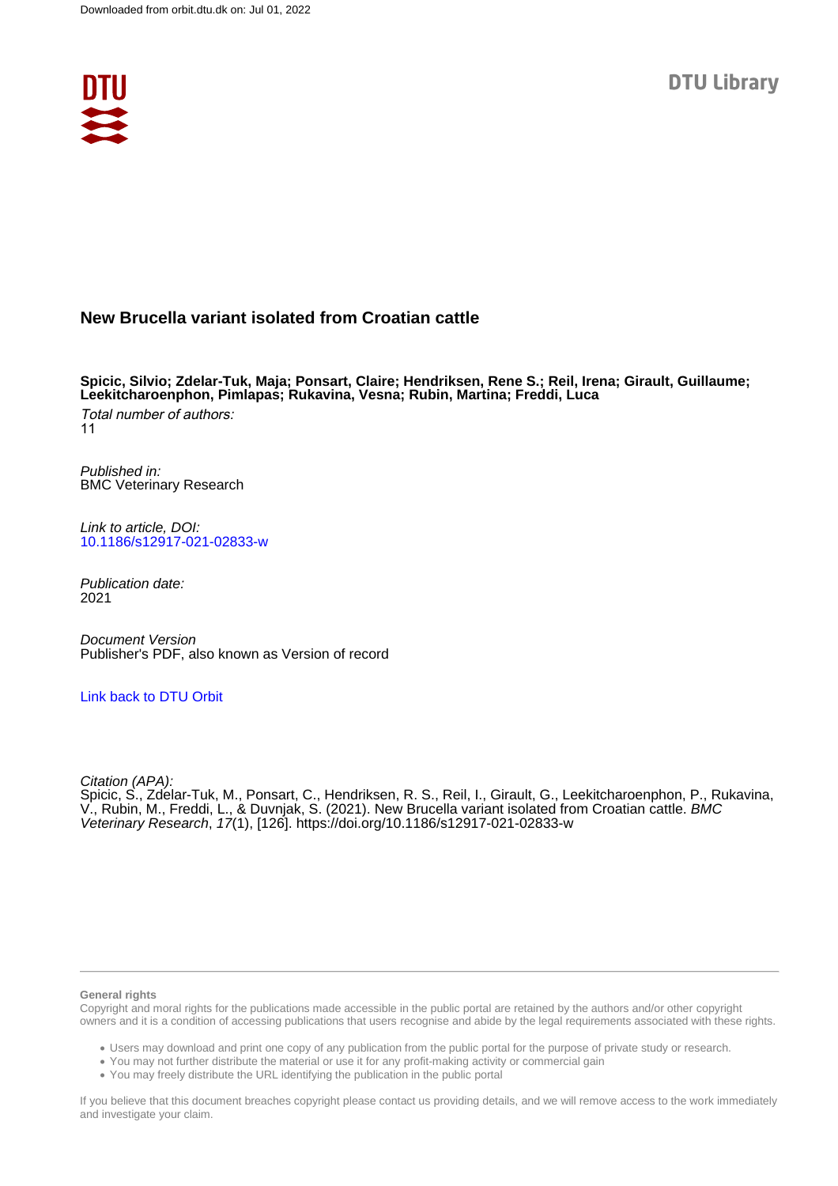Downloaded from orbit.dtu.dk on: Jul 01, 2022

DTU Library

# New Brucella variant isolated from Croatian cattle

**Spicic, Silvio; Zdelar-Tuk, Maja; Ponsart, Claire; Hendriksen, Rene S.; Reil, Irena; Girault, Guillaume; Leekitcharoenphon, Pimlapas; Rukavina, Vesna; Rubin, Martina; Freddi, Luca**

*Total number of authors:*
11

*Published in:*
BMC Veterinary Research

*Link to article, DOI:*
10.1186/s12917-021-02833-w

*Publication date:*
2021

*Document Version*
Publisher's PDF, also known as Version of record

Link back to DTU Orbit

*Citation (APA):*
Spicic, S., Zdelar-Tuk, M., Ponsart, C., Hendriksen, R. S., Reil, I., Girault, G., Leekitcharoenphon, P., Rukavina, V., Rubin, M., Freddi, L., & Duvnjak, S. (2021). New Brucella variant isolated from Croatian cattle. *BMC Veterinary Research*, *17*(1), [126]. https://doi.org/10.1186/s12917-021-02833-w

**General rights**

Copyright and moral rights for the publications made accessible in the public portal are retained by the authors and/or other copyright owners and it is a condition of accessing publications that users recognise and abide by the legal requirements associated with these rights.

- Users may download and print one copy of any publication from the public portal for the purpose of private study or research.
- You may not further distribute the material or use it for any profit-making activity or commercial gain
- You may freely distribute the URL identifying the publication in the public portal

If you believe that this document breaches copyright please contact us providing details, and we will remove access to the work immediately and investigate your claim.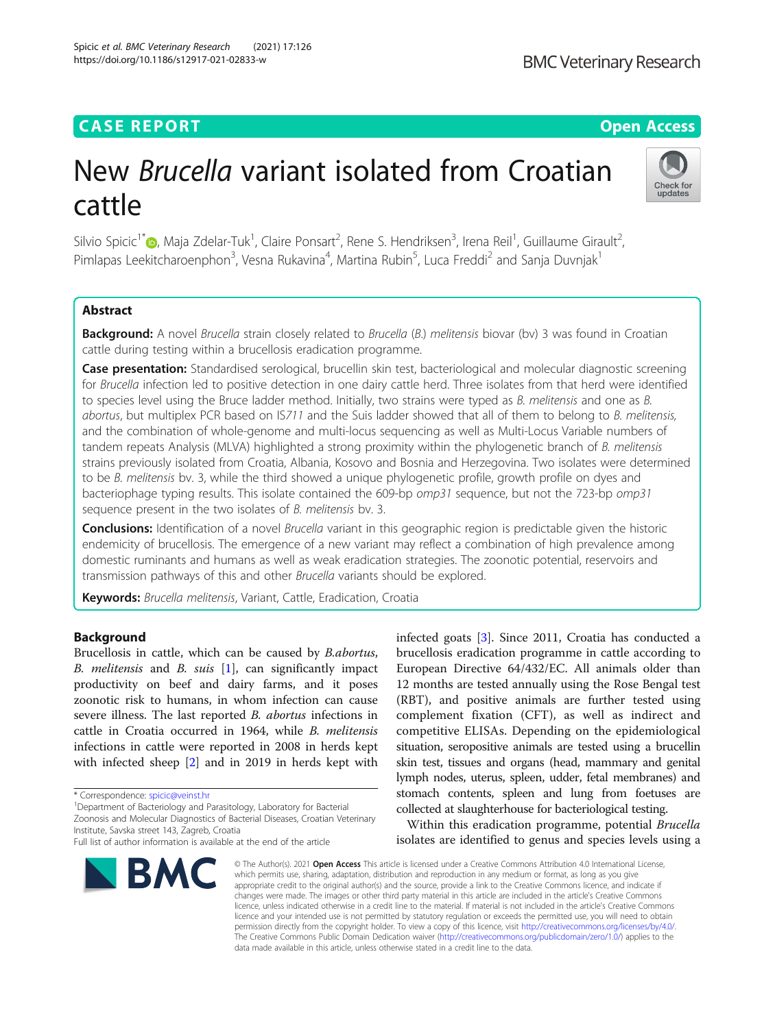# New *Brucella* variant isolated from Croatian cattle

Silvio Spicic[1*], Maja Zdelar-Tuk[1], Claire Ponsart[2], Rene S. Hendriksen[3], Irena Reil[1], Guillaume Girault[2], Pimlapas Leekitcharoenphon[3], Vesna Rukavina[4], Martina Rubin[5], Luca Freddi[2] and Sanja Duvnjak[1]

## Abstract

**Background:** A novel *Brucella* strain closely related to *Brucella* (*B.*) *melitensis* biovar (bv) 3 was found in Croatian cattle during testing within a brucellosis eradication programme.

**Case presentation:** Standardised serological, brucellin skin test, bacteriological and molecular diagnostic screening for *Brucella* infection led to positive detection in one dairy cattle herd. Three isolates from that herd were identified to species level using the Bruce ladder method. Initially, two strains were typed as *B. melitensis* and one as *B. abortus*, but multiplex PCR based on *IS711* and the Suis ladder showed that all of them to belong to *B. melitensis*, and the combination of whole-genome and multi-locus sequencing as well as Multi-Locus Variable numbers of tandem repeats Analysis (MLVA) highlighted a strong proximity within the phylogenetic branch of *B. melitensis* strains previously isolated from Croatia, Albania, Kosovo and Bosnia and Herzegovina. Two isolates were determined to be *B. melitensis* bv. 3, while the third showed a unique phylogenetic profile, growth profile on dyes and bacteriophage typing results. This isolate contained the 609-bp *omp31* sequence, but not the 723-bp *omp31* sequence present in the two isolates of *B. melitensis* bv. 3.

**Conclusions:** Identification of a novel *Brucella* variant in this geographic region is predictable given the historic endemicity of brucellosis. The emergence of a new variant may reflect a combination of high prevalence among domestic ruminants and humans as well as weak eradication strategies. The zoonotic potential, reservoirs and transmission pathways of this and other *Brucella* variants should be explored.

**Keywords:** *Brucella melitensis*, Variant, Cattle, Eradication, Croatia

## Background

Brucellosis in cattle, which can be caused by *B.abortus*, *B. melitensis* and *B. suis* [1], can significantly impact productivity on beef and dairy farms, and it poses zoonotic risk to humans, in whom infection can cause severe illness. The last reported *B. abortus* infections in cattle in Croatia occurred in 1964, while *B. melitensis* infections in cattle were reported in 2008 in herds kept with infected sheep [2] and in 2019 in herds kept with infected goats [3]. Since 2011, Croatia has conducted a brucellosis eradication programme in cattle according to European Directive 64/432/EC. All animals older than 12 months are tested annually using the Rose Bengal test (RBT), and positive animals are further tested using complement fixation (CFT), as well as indirect and competitive ELISAs. Depending on the epidemiological situation, seropositive animals are tested using a brucellin skin test, tissues and organs (head, mammary and genital lymph nodes, uterus, spleen, udder, fetal membranes) and stomach contents, spleen and lung from foetuses are collected at slaughterhouse for bacteriological testing.

Within this eradication programme, potential *Brucella* isolates are identified to genus and species levels using a

\* Correspondence: spicic@veinst.hr
[1]Department of Bacteriology and Parasitology, Laboratory for Bacterial Zoonosis and Molecular Diagnostics of Bacterial Diseases, Croatian Veterinary Institute, Savska street 143, Zagreb, Croatia
Full list of author information is available at the end of the article

© The Author(s). 2021 **Open Access** This article is licensed under a Creative Commons Attribution 4.0 International License, which permits use, sharing, adaptation, distribution and reproduction in any medium or format, as long as you give appropriate credit to the original author(s) and the source, provide a link to the Creative Commons licence, and indicate if changes were made. The images or other third party material in this article are included in the article's Creative Commons licence, unless indicated otherwise in a credit line to the material. If material is not included in the article's Creative Commons licence and your intended use is not permitted by statutory regulation or exceeds the permitted use, you will need to obtain permission directly from the copyright holder. To view a copy of this licence, visit http://creativecommons.org/licenses/by/4.0/. The Creative Commons Public Domain Dedication waiver (http://creativecommons.org/publicdomain/zero/1.0/) applies to the data made available in this article, unless otherwise stated in a credit line to the data.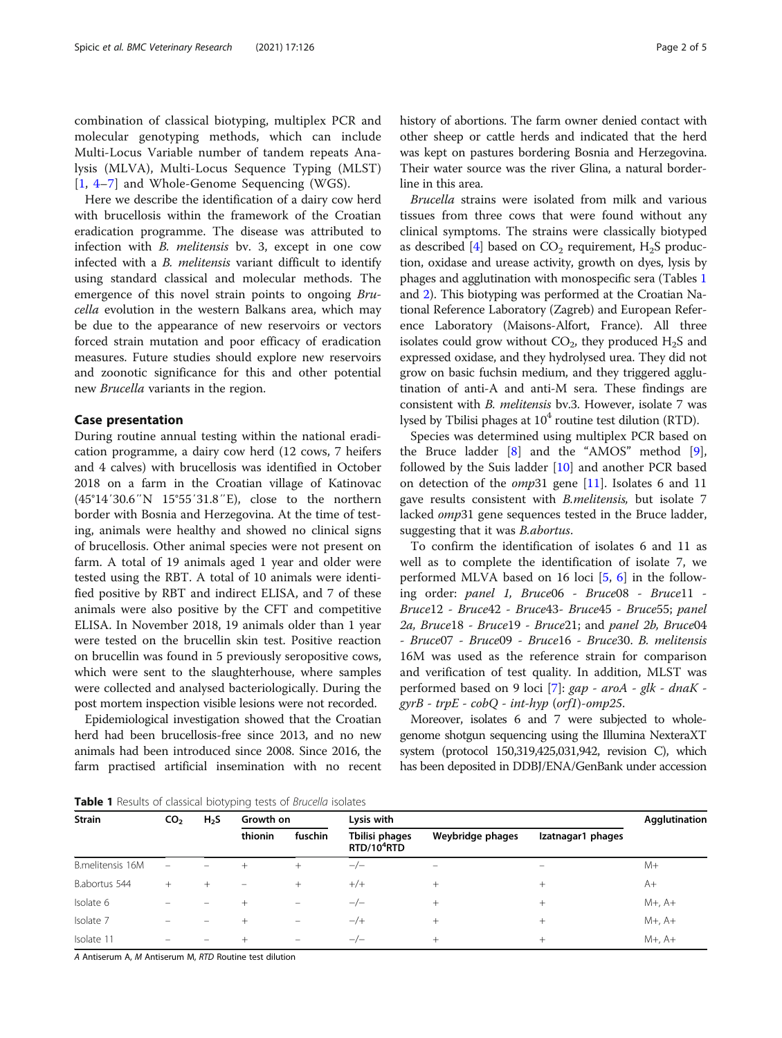combination of classical biotyping, multiplex PCR and molecular genotyping methods, which can include Multi-Locus Variable number of tandem repeats Analysis (MLVA), Multi-Locus Sequence Typing (MLST) [1, 4–7] and Whole-Genome Sequencing (WGS).

Here we describe the identification of a dairy cow herd with brucellosis within the framework of the Croatian eradication programme. The disease was attributed to infection with *B. melitensis* bv. 3, except in one cow infected with a *B. melitensis* variant difficult to identify using standard classical and molecular methods. The emergence of this novel strain points to ongoing *Brucella* evolution in the western Balkans area, which may be due to the appearance of new reservoirs or vectors forced strain mutation and poor efficacy of eradication measures. Future studies should explore new reservoirs and zoonotic significance for this and other potential new *Brucella* variants in the region.

## Case presentation

During routine annual testing within the national eradication programme, a dairy cow herd (12 cows, 7 heifers and 4 calves) with brucellosis was identified in October 2018 on a farm in the Croatian village of Katinovac (45°14′30.6″N 15°55′31.8″E), close to the northern border with Bosnia and Herzegovina. At the time of testing, animals were healthy and showed no clinical signs of brucellosis. Other animal species were not present on farm. A total of 19 animals aged 1 year and older were tested using the RBT. A total of 10 animals were identified positive by RBT and indirect ELISA, and 7 of these animals were also positive by the CFT and competitive ELISA. In November 2018, 19 animals older than 1 year were tested on the brucellin skin test. Positive reaction on brucellin was found in 5 previously seropositive cows, which were sent to the slaughterhouse, where samples were collected and analysed bacteriologically. During the post mortem inspection visible lesions were not recorded.

Epidemiological investigation showed that the Croatian herd had been brucellosis-free since 2013, and no new animals had been introduced since 2008. Since 2016, the farm practised artificial insemination with no recent history of abortions. The farm owner denied contact with other sheep or cattle herds and indicated that the herd was kept on pastures bordering Bosnia and Herzegovina. Their water source was the river Glina, a natural borderline in this area.

*Brucella* strains were isolated from milk and various tissues from three cows that were found without any clinical symptoms. The strains were classically biotyped as described [4] based on $CO_2$ requirement, $H_2S$ production, oxidase and urease activity, growth on dyes, lysis by phages and agglutination with monospecific sera (Tables 1 and 2). This biotyping was performed at the Croatian National Reference Laboratory (Zagreb) and European Reference Laboratory (Maisons-Alfort, France). All three isolates could grow without $CO_2$, they produced $H_2S$ and expressed oxidase, and they hydrolysed urea. They did not grow on basic fuchsin medium, and they triggered agglutination of anti-A and anti-M sera. These findings are consistent with *B. melitensis* bv.3. However, isolate 7 was lysed by Tbilisi phages at $10^4$ routine test dilution (RTD).

Species was determined using multiplex PCR based on the Bruce ladder [8] and the "AMOS" method [9], followed by the Suis ladder [10] and another PCR based on detection of the *omp*31 gene [11]. Isolates 6 and 11 gave results consistent with *B.melitensis*, but isolate 7 lacked *omp*31 gene sequences tested in the Bruce ladder, suggesting that it was *B.abortus*.

To confirm the identification of isolates 6 and 11 as well as to complete the identification of isolate 7, we performed MLVA based on 16 loci [5, 6] in the following order: *panel 1, Bruce*06 - *Bruce*08 - *Bruce*11 - *Bruce*12 - *Bruce*42 - *Bruce*43- *Bruce*45 - *Bruce*55; *panel 2a, Bruce*18 - *Bruce*19 - *Bruce*21; and *panel 2b, Bruce*04 - *Bruce*07 - *Bruce*09 - *Bruce*16 - *Bruce*30. *B. melitensis* 16M was used as the reference strain for comparison and verification of test quality. In addition, MLST was performed based on 9 loci [7]: *gap - aroA - glk - dnaK - gyrB - trpE - cobQ - int-hyp* (*orf1*)-*omp25*.

Moreover, isolates 6 and 7 were subjected to whole-genome shotgun sequencing using the Illumina NexteraXT system (protocol 150,319,425,031,942, revision C), which has been deposited in DDBJ/ENA/GenBank under accession

**Table 1** Results of classical biotyping tests of *Brucella* isolates

| Strain | $CO_2$ | $H_2S$ | Growth on | | Lysis with | | | Agglutination |
|---|---|---|---|---|---|---|---|---|
| | | | thionin | fuschin | Tbilisi phages RTD/$10^4$RTD | Weybridge phages | Izatnagar1 phages | |
| B.melitensis 16M | – | – | + | + | −/− | – | – | M+ |
| B.abortus 544 | + | + | – | + | +/+ | + | + | A+ |
| Isolate 6 | – | – | + | – | −/− | + | + | M+, A+ |
| Isolate 7 | – | – | + | – | −/+ | + | + | M+, A+ |
| Isolate 11 | – | – | + | – | −/− | + | + | M+, A+ |

*A* Antiserum A, *M* Antiserum M, *RTD* Routine test dilution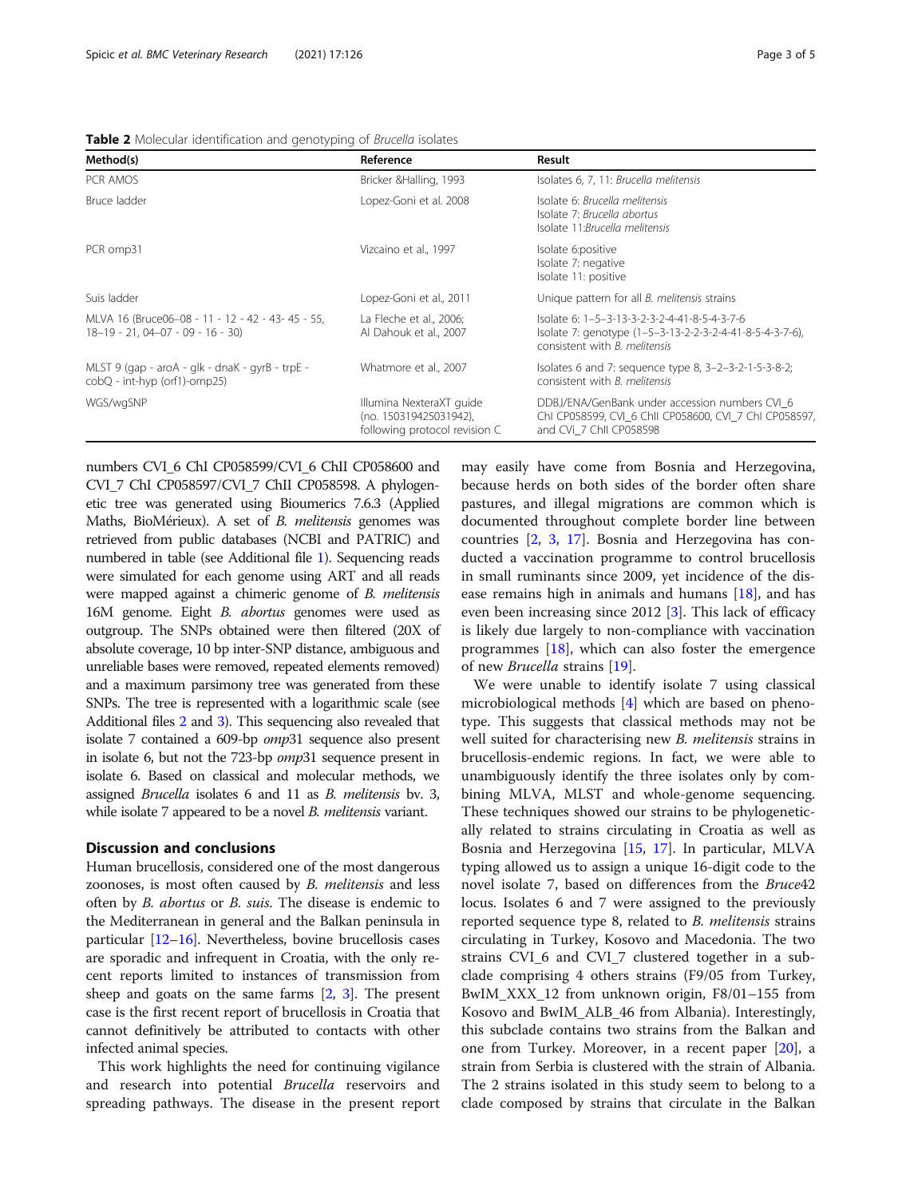**Table 2** Molecular identification and genotyping of *Brucella* isolates

| Method(s) | Reference | Result |
| --- | --- | --- |
| PCR AMOS | Bricker &Halling, 1993 | Isolates 6, 7, 11: *Brucella melitensis* |
| Bruce ladder | Lopez-Goni et al. 2008 | Isolate 6: *Brucella melitensis*<br>Isolate 7: *Brucella abortus*<br>Isolate 11:*Brucella melitensis* |
| PCR omp31 | Vizcaino et al., 1997 | Isolate 6:positive<br>Isolate 7: negative<br>Isolate 11: positive |
| Suis ladder | Lopez-Goni et al., 2011 | Unique pattern for all *B. melitensis* strains |
| MLVA 16 (Bruce06–08 - 11 - 12 - 42 - 43- 45 - 55, 18–19 - 21, 04–07 - 09 - 16 - 30) | La Fleche et al., 2006; Al Dahouk et al., 2007 | Isolate 6: 1–5–3-13-3-2-3-2-4-41-8-5-4-3-7-6<br>Isolate 7: genotype (1–5–3-13-2-2-3-2-4-41-8-5-4-3-7-6), consistent with *B. melitensis* |
| MLST 9 (gap - aroA - glk - dnaK - gyrB - trpE - cobQ - int-hyp (orf1)-omp25) | Whatmore et al., 2007 | Isolates 6 and 7: sequence type 8, 3–2–3-2-1-5-3-8-2; consistent with *B. melitensis* |
| WGS/wgSNP | Illumina NexteraXT guide (no. 150319425031942), following protocol revision C | DDBJ/ENA/GenBank under accession numbers CVI_6 ChI CP058599, CVI_6 ChII CP058600, CVI_7 ChI CP058597, and CVi_7 ChII CP058598 |

numbers CVI_6 ChI CP058599/CVI_6 ChII CP058600 and CVI_7 ChI CP058597/CVI_7 ChII CP058598. A phylogenetic tree was generated using Bioumerics 7.6.3 (Applied Maths, BioMérieux). A set of *B. melitensis* genomes was retrieved from public databases (NCBI and PATRIC) and numbered in table (see Additional file 1). Sequencing reads were simulated for each genome using ART and all reads were mapped against a chimeric genome of *B. melitensis* 16M genome. Eight *B. abortus* genomes were used as outgroup. The SNPs obtained were then filtered (20X of absolute coverage, 10 bp inter-SNP distance, ambiguous and unreliable bases were removed, repeated elements removed) and a maximum parsimony tree was generated from these SNPs. The tree is represented with a logarithmic scale (see Additional files 2 and 3). This sequencing also revealed that isolate 7 contained a 609-bp *omp*31 sequence also present in isolate 6, but not the 723-bp *omp*31 sequence present in isolate 6. Based on classical and molecular methods, we assigned *Brucella* isolates 6 and 11 as *B. melitensis* bv. 3, while isolate 7 appeared to be a novel *B. melitensis* variant.

## Discussion and conclusions

Human brucellosis, considered one of the most dangerous zoonoses, is most often caused by *B. melitensis* and less often by *B. abortus* or *B. suis*. The disease is endemic to the Mediterranean in general and the Balkan peninsula in particular [12–16]. Nevertheless, bovine brucellosis cases are sporadic and infrequent in Croatia, with the only recent reports limited to instances of transmission from sheep and goats on the same farms [2, 3]. The present case is the first recent report of brucellosis in Croatia that cannot definitively be attributed to contacts with other infected animal species.

This work highlights the need for continuing vigilance and research into potential *Brucella* reservoirs and spreading pathways. The disease in the present report may easily have come from Bosnia and Herzegovina, because herds on both sides of the border often share pastures, and illegal migrations are common which is documented throughout complete border line between countries [2, 3, 17]. Bosnia and Herzegovina has conducted a vaccination programme to control brucellosis in small ruminants since 2009, yet incidence of the disease remains high in animals and humans [18], and has even been increasing since 2012 [3]. This lack of efficacy is likely due largely to non-compliance with vaccination programmes [18], which can also foster the emergence of new *Brucella* strains [19].

We were unable to identify isolate 7 using classical microbiological methods [4] which are based on phenotype. This suggests that classical methods may not be well suited for characterising new *B. melitensis* strains in brucellosis-endemic regions. In fact, we were able to unambiguously identify the three isolates only by combining MLVA, MLST and whole-genome sequencing. These techniques showed our strains to be phylogenetically related to strains circulating in Croatia as well as Bosnia and Herzegovina [15, 17]. In particular, MLVA typing allowed us to assign a unique 16-digit code to the novel isolate 7, based on differences from the *Bruce*42 locus. Isolates 6 and 7 were assigned to the previously reported sequence type 8, related to *B. melitensis* strains circulating in Turkey, Kosovo and Macedonia. The two strains CVI_6 and CVI_7 clustered together in a subclade comprising 4 others strains (F9/05 from Turkey, BwIM_XXX_12 from unknown origin, F8/01–155 from Kosovo and BwIM_ALB_46 from Albania). Interestingly, this subclade contains two strains from the Balkan and one from Turkey. Moreover, in a recent paper [20], a strain from Serbia is clustered with the strain of Albania. The 2 strains isolated in this study seem to belong to a clade composed by strains that circulate in the Balkan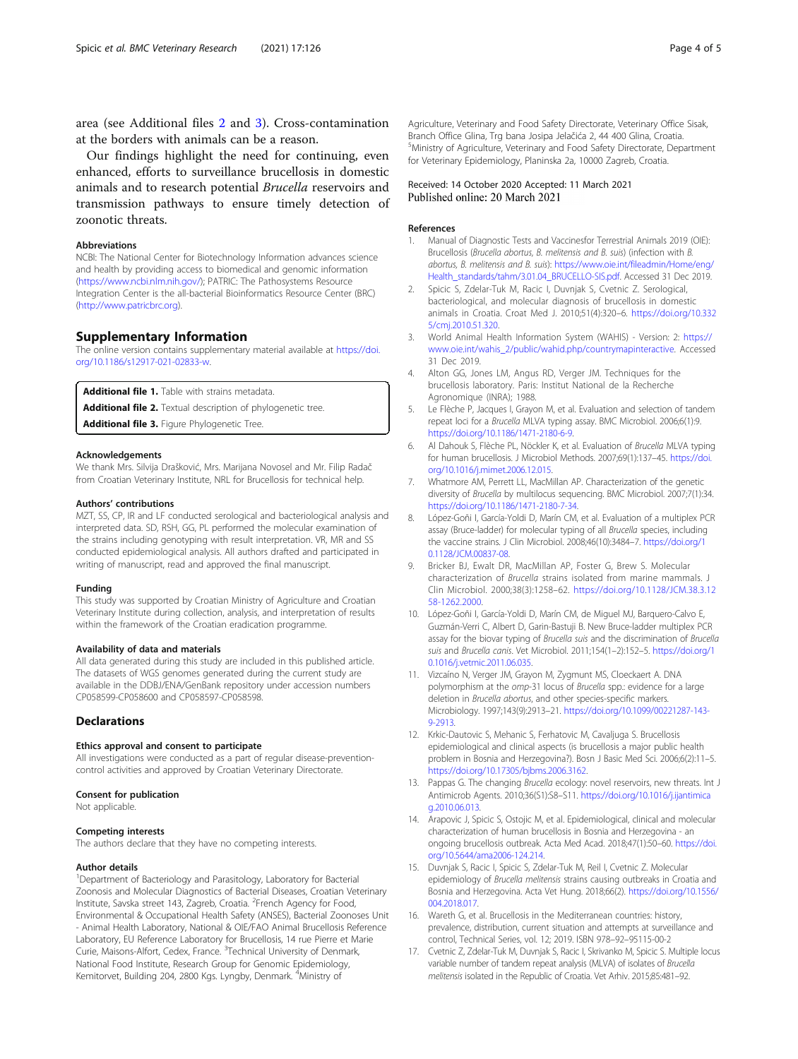area (see Additional files 2 and 3). Cross-contamination at the borders with animals can be a reason.

Our findings highlight the need for continuing, even enhanced, efforts to surveillance brucellosis in domestic animals and to research potential *Brucella* reservoirs and transmission pathways to ensure timely detection of zoonotic threats.

### Abbreviations

NCBI: The National Center for Biotechnology Information advances science and health by providing access to biomedical and genomic information (https://www.ncbi.nlm.nih.gov/); PATRIC: The Pathosystems Resource Integration Center is the all-bacterial Bioinformatics Resource Center (BRC) (http://www.patricbrc.org).

## Supplementary Information

The online version contains supplementary material available at https://doi.org/10.1186/s12917-021-02833-w.

**Additional file 1.** Table with strains metadata.
**Additional file 2.** Textual description of phylogenetic tree.
**Additional file 3.** Figure Phylogenetic Tree.

### Acknowledgements

We thank Mrs. Silvija Drašković, Mrs. Marijana Novosel and Mr. Filip Radač from Croatian Veterinary Institute, NRL for Brucellosis for technical help.

### Authors' contributions

MZT, SS, CP, IR and LF conducted serological and bacteriological analysis and interpreted data. SD, RSH, GG, PL performed the molecular examination of the strains including genotyping with result interpretation. VR, MR and SS conducted epidemiological analysis. All authors drafted and participated in writing of manuscript, read and approved the final manuscript.

### Funding

This study was supported by Croatian Ministry of Agriculture and Croatian Veterinary Institute during collection, analysis, and interpretation of results within the framework of the Croatian eradication programme.

### Availability of data and materials

All data generated during this study are included in this published article. The datasets of WGS genomes generated during the current study are available in the DDBJ/ENA/GenBank repository under accession numbers CP058599-CP058600 and CP058597-CP058598.

## Declarations

### Ethics approval and consent to participate

All investigations were conducted as a part of regular disease-prevention-control activities and approved by Croatian Veterinary Directorate.

### Consent for publication

Not applicable.

### Competing interests

The authors declare that they have no competing interests.

### Author details

[1]Department of Bacteriology and Parasitology, Laboratory for Bacterial Zoonosis and Molecular Diagnostics of Bacterial Diseases, Croatian Veterinary Institute, Savska street 143, Zagreb, Croatia. [2]French Agency for Food, Environmental & Occupational Health Safety (ANSES), Bacterial Zoonoses Unit - Animal Health Laboratory, National & OIE/FAO Animal Brucellosis Reference Laboratory, EU Reference Laboratory for Brucellosis, 14 rue Pierre et Marie Curie, Maisons-Alfort, Cedex, France. [3]Technical University of Denmark, National Food Institute, Research Group for Genomic Epidemiology, Kemitorvet, Building 204, 2800 Kgs. Lyngby, Denmark. [4]Ministry of Agriculture, Veterinary and Food Safety Directorate, Veterinary Office Sisak, Branch Office Glina, Trg bana Josipa Jelačića 2, 44 400 Glina, Croatia. [5]Ministry of Agriculture, Veterinary and Food Safety Directorate, Department for Veterinary Epidemiology, Planinska 2a, 10000 Zagreb, Croatia.

Received: 14 October 2020 Accepted: 11 March 2021
Published online: 20 March 2021

### References

1. Manual of Diagnostic Tests and Vaccinesfor Terrestrial Animals 2019 (OIE): Brucellosis (*Brucella abortus, B. melitensis and B. suis*) (infection with *B. abortus, B. melitensis and B. suis*): https://www.oie.int/fileadmin/Home/eng/Health_standards/tahm/3.01.04_BRUCELLO-SIS.pdf. Accessed 31 Dec 2019.
2. Spicic S, Zdelar-Tuk M, Racic I, Duvnjak S, Cvetnic Z. Serological, bacteriological, and molecular diagnosis of brucellosis in domestic animals in Croatia. Croat Med J. 2010;51(4):320–6. https://doi.org/10.3325/cmj.2010.51.320.
3. World Animal Health Information System (WAHIS) - Version: 2: https://www.oie.int/wahis_2/public/wahid.php/countrymapinteractive. Accessed 31 Dec 2019.
4. Alton GG, Jones LM, Angus RD, Verger JM. Techniques for the brucellosis laboratory. Paris: Institut National de la Recherche Agronomique (INRA); 1988.
5. Le Flèche P, Jacques I, Grayon M, et al. Evaluation and selection of tandem repeat loci for a *Brucella* MLVA typing assay. BMC Microbiol. 2006;6(1):9. https://doi.org/10.1186/1471-2180-6-9.
6. Al Dahouk S, Flèche PL, Nöckler K, et al. Evaluation of *Brucella* MLVA typing for human brucellosis. J Microbiol Methods. 2007;69(1):137–45. https://doi.org/10.1016/j.mimet.2006.12.015.
7. Whatmore AM, Perrett LL, MacMillan AP. Characterization of the genetic diversity of *Brucella* by multilocus sequencing. BMC Microbiol. 2007;7(1):34. https://doi.org/10.1186/1471-2180-7-34.
8. López-Goñi I, García-Yoldi D, Marín CM, et al. Evaluation of a multiplex PCR assay (Bruce-ladder) for molecular typing of all *Brucella* species, including the vaccine strains. J Clin Microbiol. 2008;46(10):3484–7. https://doi.org/10.1128/JCM.00837-08.
9. Bricker BJ, Ewalt DR, MacMillan AP, Foster G, Brew S. Molecular characterization of *Brucella* strains isolated from marine mammals. J Clin Microbiol. 2000;38(3):1258–62. https://doi.org/10.1128/JCM.38.3.1258-1262.2000.
10. López-Goñi I, García-Yoldi D, Marín CM, de Miguel MJ, Barquero-Calvo E, Guzmán-Verri C, Albert D, Garin-Bastuji B. New Bruce-ladder multiplex PCR assay for the biovar typing of *Brucella suis* and the discrimination of *Brucella suis* and *Brucella canis*. Vet Microbiol. 2011;154(1–2):152–5. https://doi.org/10.1016/j.vetmic.2011.06.035.
11. Vizcaíno N, Verger JM, Grayon M, Zygmunt MS, Cloeckaert A. DNA polymorphism at the *omp*-31 locus of *Brucella* spp.: evidence for a large deletion in *Brucella abortus*, and other species-specific markers. Microbiology. 1997;143(9):2913–21. https://doi.org/10.1099/00221287-143-9-2913.
12. Krkic-Dautovic S, Mehanic S, Ferhatovic M, Cavaljuga S. Brucellosis epidemiological and clinical aspects (is brucellosis a major public health problem in Bosnia and Herzegovina?). Bosn J Basic Med Sci. 2006;6(2):11–5. https://doi.org/10.17305/bjbms.2006.3162.
13. Pappas G. The changing *Brucella* ecology: novel reservoirs, new threats. Int J Antimicrob Agents. 2010;36(S1):S8–S11. https://doi.org/10.1016/j.ijantimicag.2010.06.013.
14. Arapovic J, Spicic S, Ostojic M, et al. Epidemiological, clinical and molecular characterization of human brucellosis in Bosnia and Herzegovina - an ongoing brucellosis outbreak. Acta Med Acad. 2018;47(1):50–60. https://doi.org/10.5644/ama2006-124.214.
15. Duvnjak S, Racic I, Spicic S, Zdelar-Tuk M, Reil I, Cvetnic Z. Molecular epidemiology of *Brucella melitensis* strains causing outbreaks in Croatia and Bosnia and Herzegovina. Acta Vet Hung. 2018;66(2). https://doi.org/10.1556/004.2018.017.
16. Wareth G, et al. Brucellosis in the Mediterranean countries: history, prevalence, distribution, current situation and attempts at surveillance and control, Technical Series, vol. 12; 2019. ISBN 978–92–95115-00-2
17. Cvetnic Z, Zdelar-Tuk M, Duvnjak S, Racic I, Skrivanko M, Spicic S. Multiple locus variable number of tandem repeat analysis (MLVA) of isolates of *Brucella melitensis* isolated in the Republic of Croatia. Vet Arhiv. 2015;85:481–92.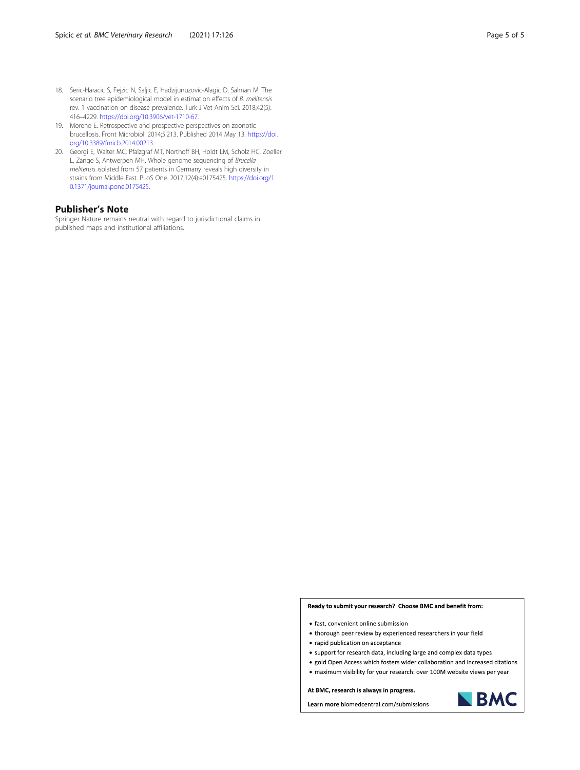18. Seric-Haracic S, Fejzic N, Saljic E, Hadzijunuzovic-Alagic D, Salman M. The scenario tree epidemiological model in estimation effects of *B. melitensis* rev. 1 vaccination on disease prevalence. Turk J Vet Anim Sci. 2018;42(5): 416–4229. https://doi.org/10.3906/vet-1710-67.
19. Moreno E. Retrospective and prospective perspectives on zoonotic brucellosis. Front Microbiol. 2014;5:213. Published 2014 May 13. https://doi.org/10.3389/fmicb.2014.00213.
20. Georgi E, Walter MC, Pfalzgraf MT, Northoff BH, Holdt LM, Scholz HC, Zoeller L, Zange S, Antwerpen MH. Whole genome sequencing of *Brucella melitensis* isolated from 57 patients in Germany reveals high diversity in strains from Middle East. PLoS One. 2017;12(4):e0175425. https://doi.org/10.1371/journal.pone.0175425.

## Publisher's Note

Springer Nature remains neutral with regard to jurisdictional claims in published maps and institutional affiliations.

**Ready to submit your research? Choose BMC and benefit from:**

- fast, convenient online submission
- thorough peer review by experienced researchers in your field
- rapid publication on acceptance
- support for research data, including large and complex data types
- gold Open Access which fosters wider collaboration and increased citations
- maximum visibility for your research: over 100M website views per year

**At BMC, research is always in progress.**

**Learn more** biomedcentral.com/submissions

BMC